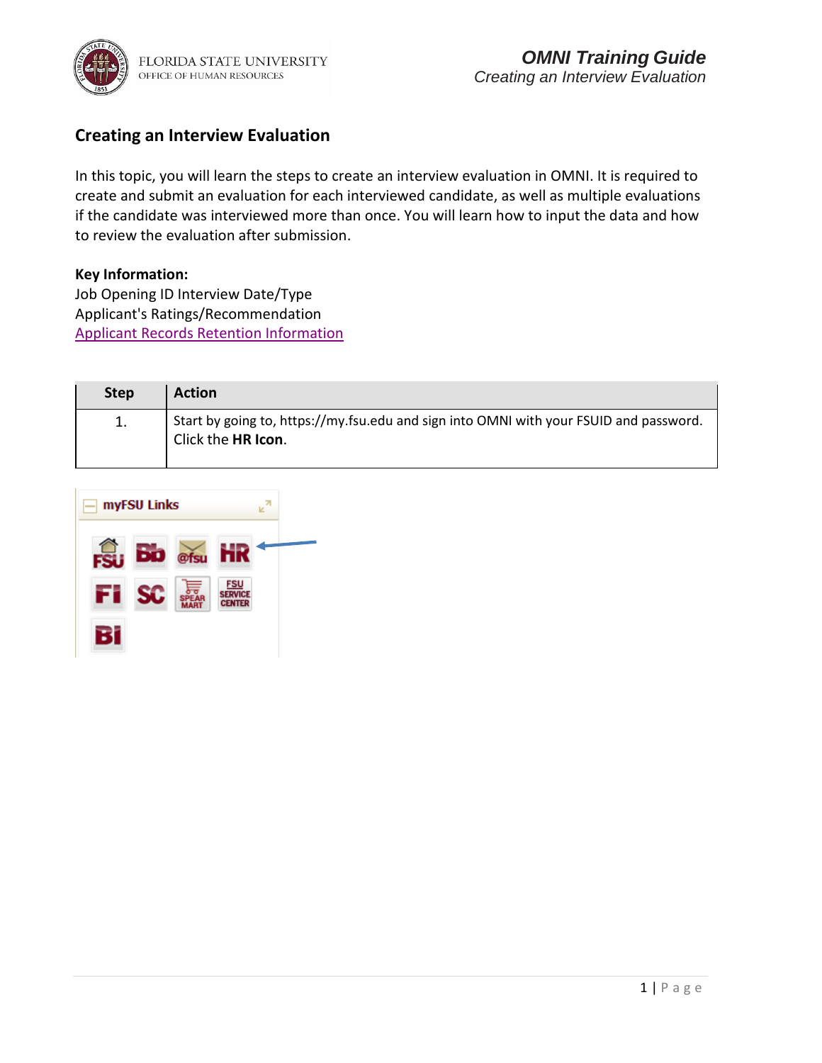# Creating an Interview Evaluation

In this topic, you will learn the steps to create an interview evaluation in OMNI. It is required to create and submit an evaluation for each interviewed candidate, as well as multiple evaluations if the candidate was interviewed more than once. You will learn how to input the data and how to review the evaluation after submission.

**Key Information:**
Job Opening ID Interview Date/Type
Applicant's Ratings/Recommendation
[Applicant Records Retention Information]

| Step | Action |
|---|---|
| 1. | Start by going to, https://my.fsu.edu and sign into OMNI with your FSUID and password. Click the **HR Icon**. |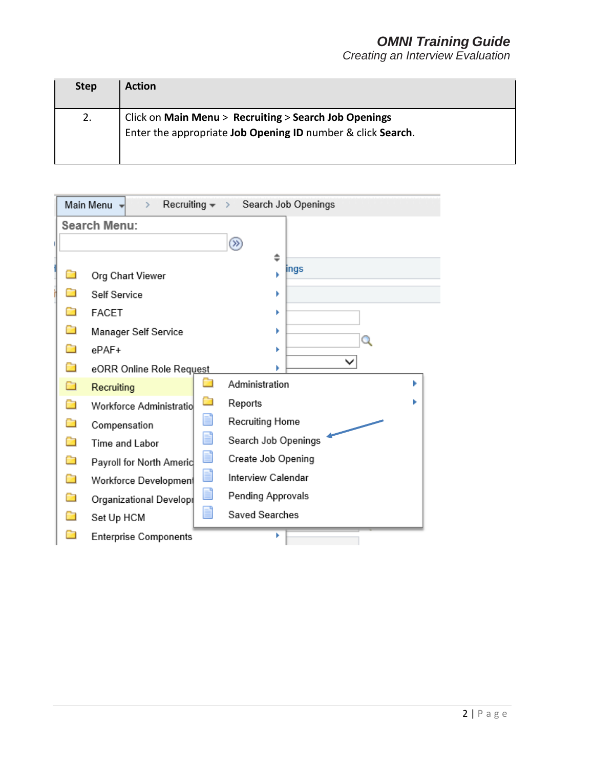| Step | Action |
| --- | --- |
| 2. | Click on **Main Menu** > **Recruiting** > **Search Job Openings**<br>Enter the appropriate **Job Opening ID** number & click **Search**. |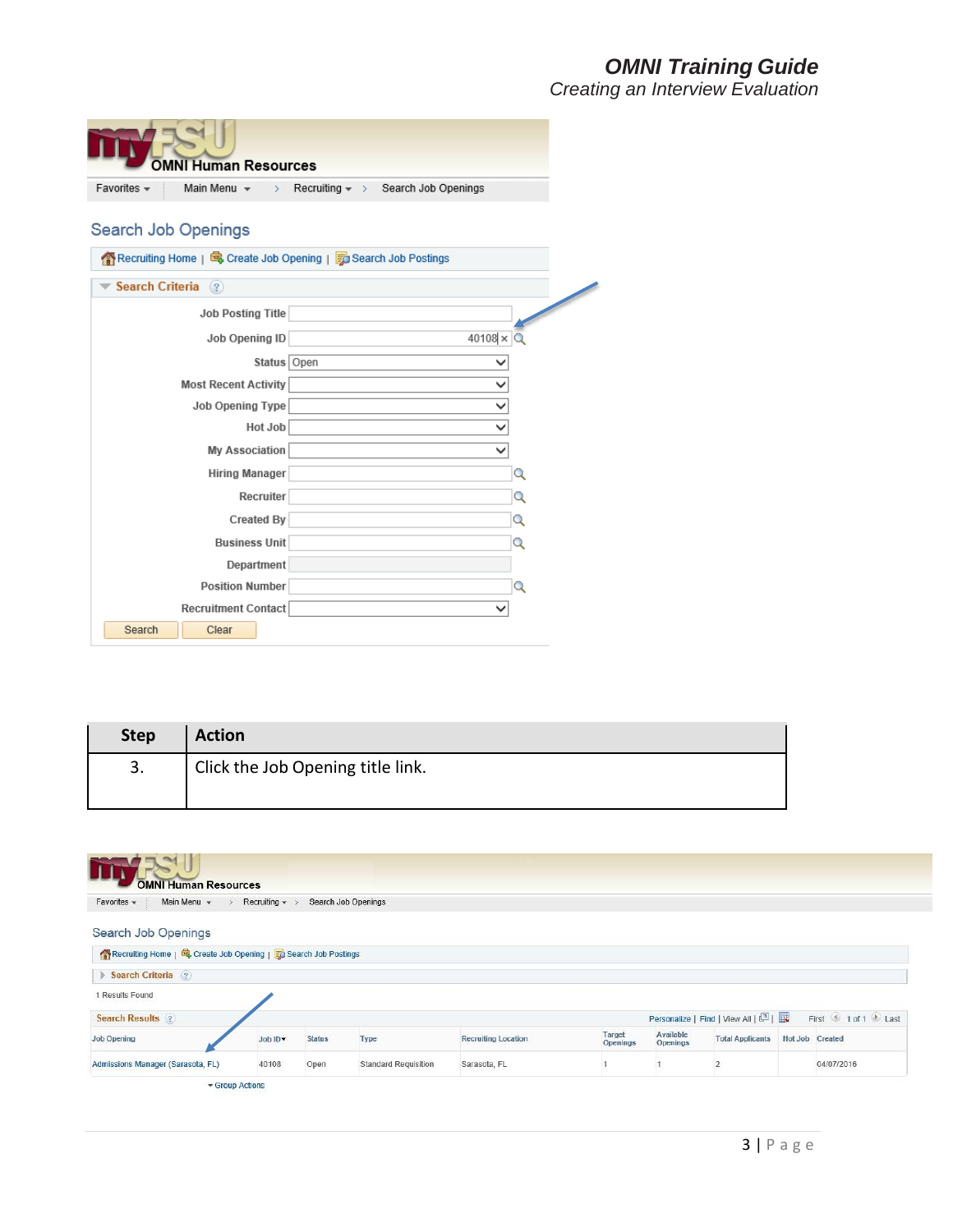| Step | Action |
| --- | --- |
| 3. | Click the Job Opening title link. |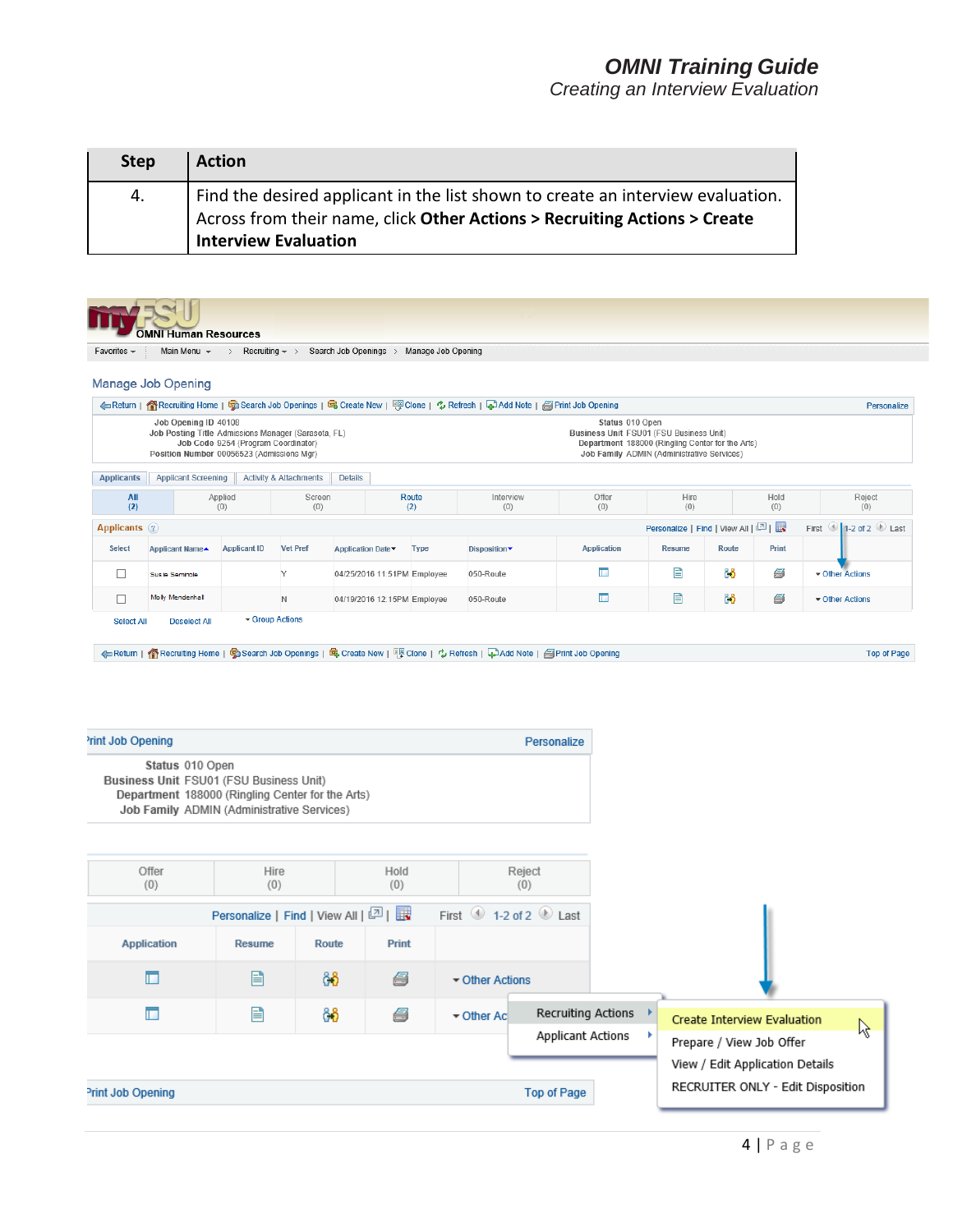| Step | Action |
|---|---|
| 4. | Find the desired applicant in the list shown to create an interview evaluation. Across from their name, click **Other Actions > Recruiting Actions > Create Interview Evaluation** |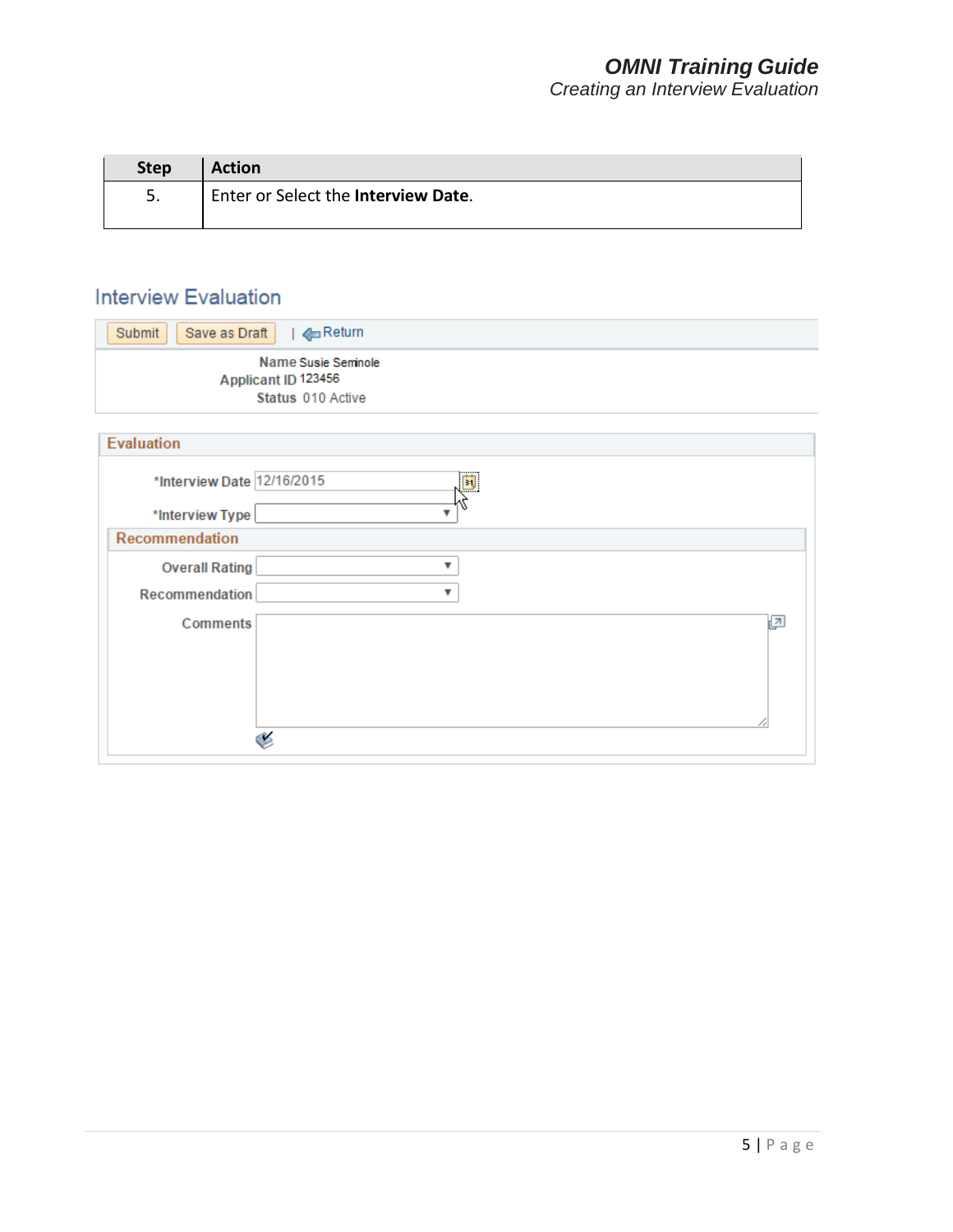| Step | Action |
|---|---|
| 5. | Enter or Select the **Interview Date**. |

## Interview Evaluation

Submit | Save as Draft | Return

Name Susie Seminole
Applicant ID 123456
Status 010 Active

**Evaluation**

*Interview Date 12/16/2015

*Interview Type

**Recommendation**

Overall Rating

Recommendation

Comments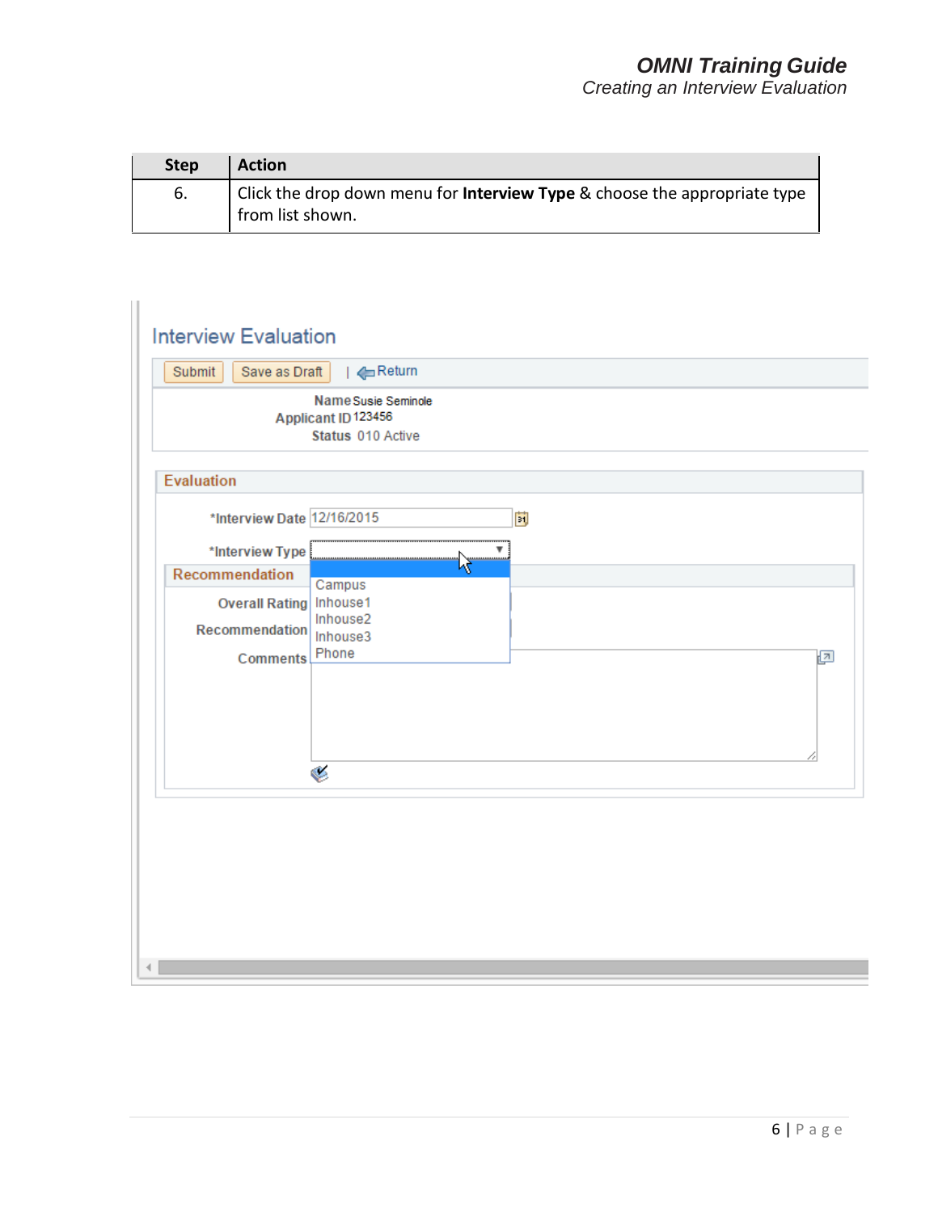| Step | Action |
| --- | --- |
| 6. | Click the drop down menu for **Interview Type** & choose the appropriate type from list shown. |

Interview Evaluation

Submit | Save as Draft | Return

Name Susie Seminole
Applicant ID 123456
Status 010 Active

Evaluation

*Interview Date 12/16/2015

*Interview Type

Recommendation

Overall Rating

Recommendation

Comments

Campus
Inhouse1
Inhouse2
Inhouse3
Phone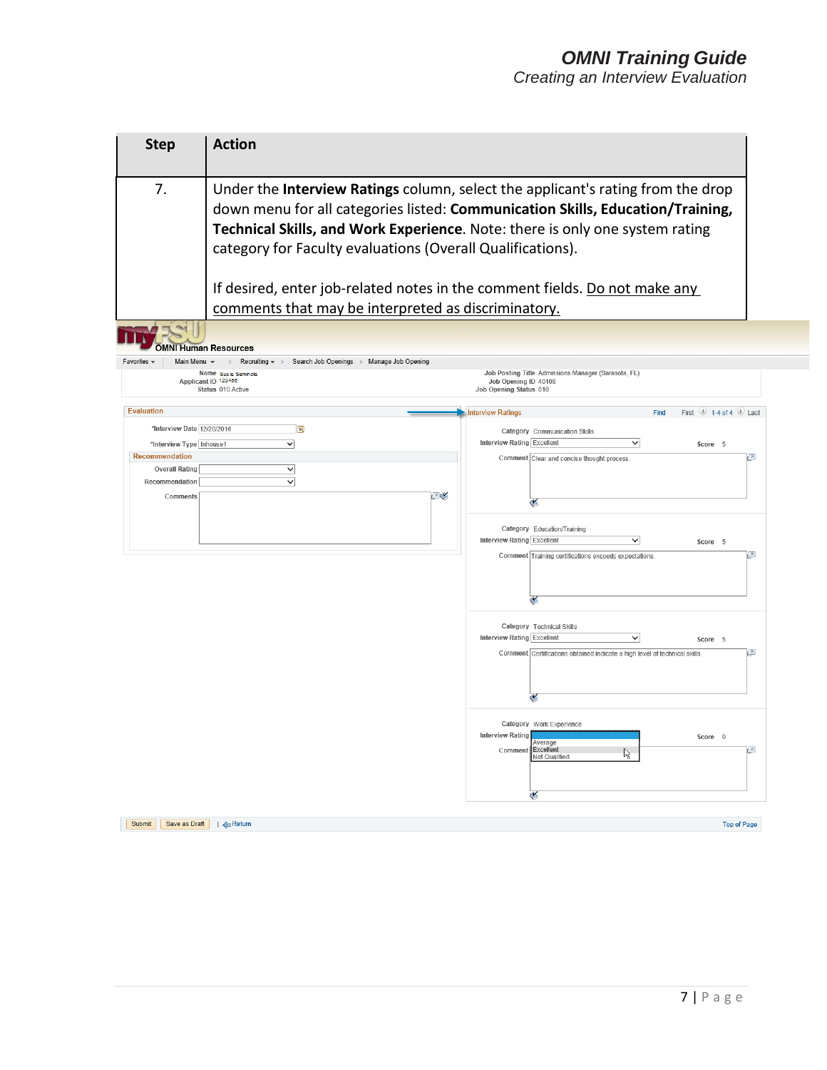| Step | Action |
|---|---|
| 7. | Under the **Interview Ratings** column, select the applicant's rating from the drop down menu for all categories listed: **Communication Skills, Education/Training, Technical Skills, and Work Experience**. Note: there is only one system rating category for Faculty evaluations (Overall Qualifications).<br><br>If desired, enter job-related notes in the comment fields. Do not make any comments that may be interpreted as discriminatory. |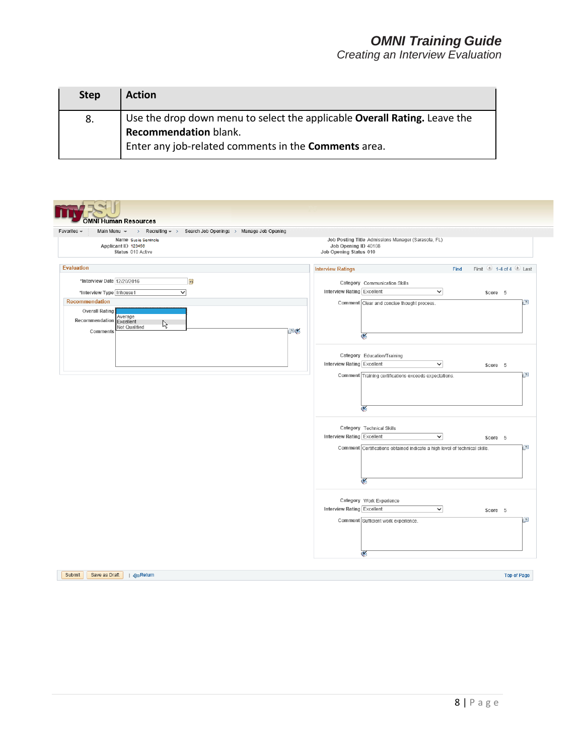| Step | Action |
| --- | --- |
| 8. | Use the drop down menu to select the applicable **Overall Rating.** Leave the **Recommendation** blank.<br>Enter any job-related comments in the **Comments** area. |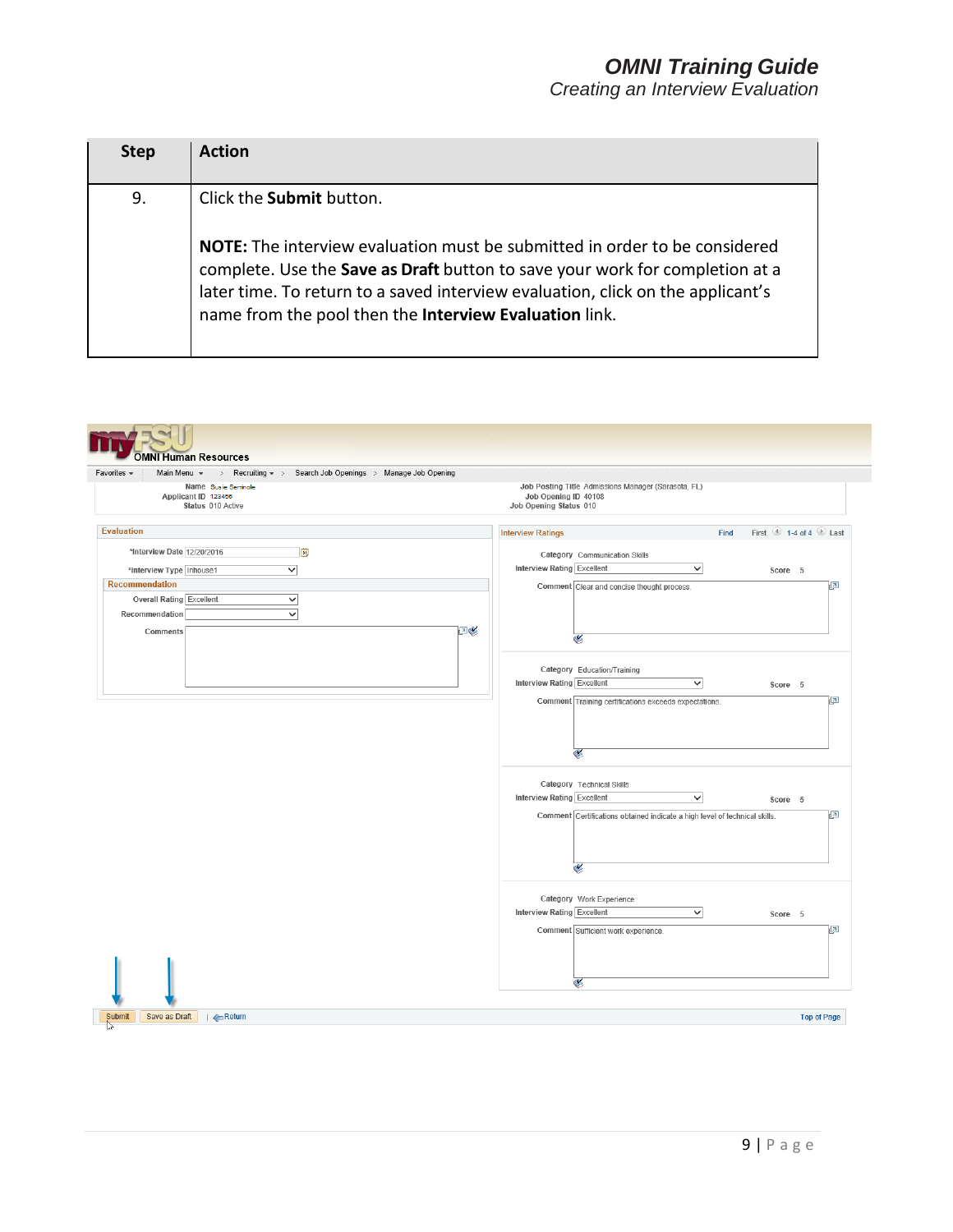| Step | Action |
|---|---|
| 9. | Click the **Submit** button.<br><br>**NOTE:** The interview evaluation must be submitted in order to be considered complete. Use the **Save as Draft** button to save your work for completion at a later time. To return to a saved interview evaluation, click on the applicant's name from the pool then the **Interview Evaluation** link. |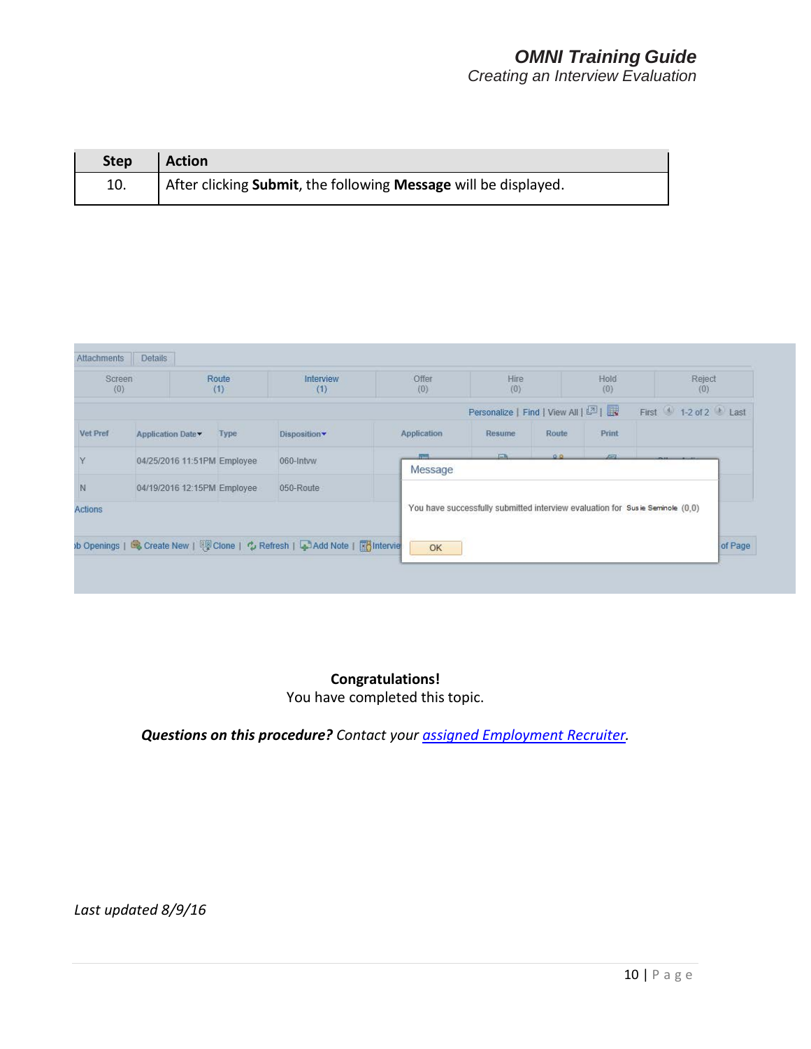| Step | Action |
| --- | --- |
| 10. | After clicking **Submit**, the following **Message** will be displayed. |

**Congratulations!**
You have completed this topic.

***Questions on this procedure?*** *Contact your [assigned Employment Recruiter](assigned Employment Recruiter).*

*Last updated 8/9/16*